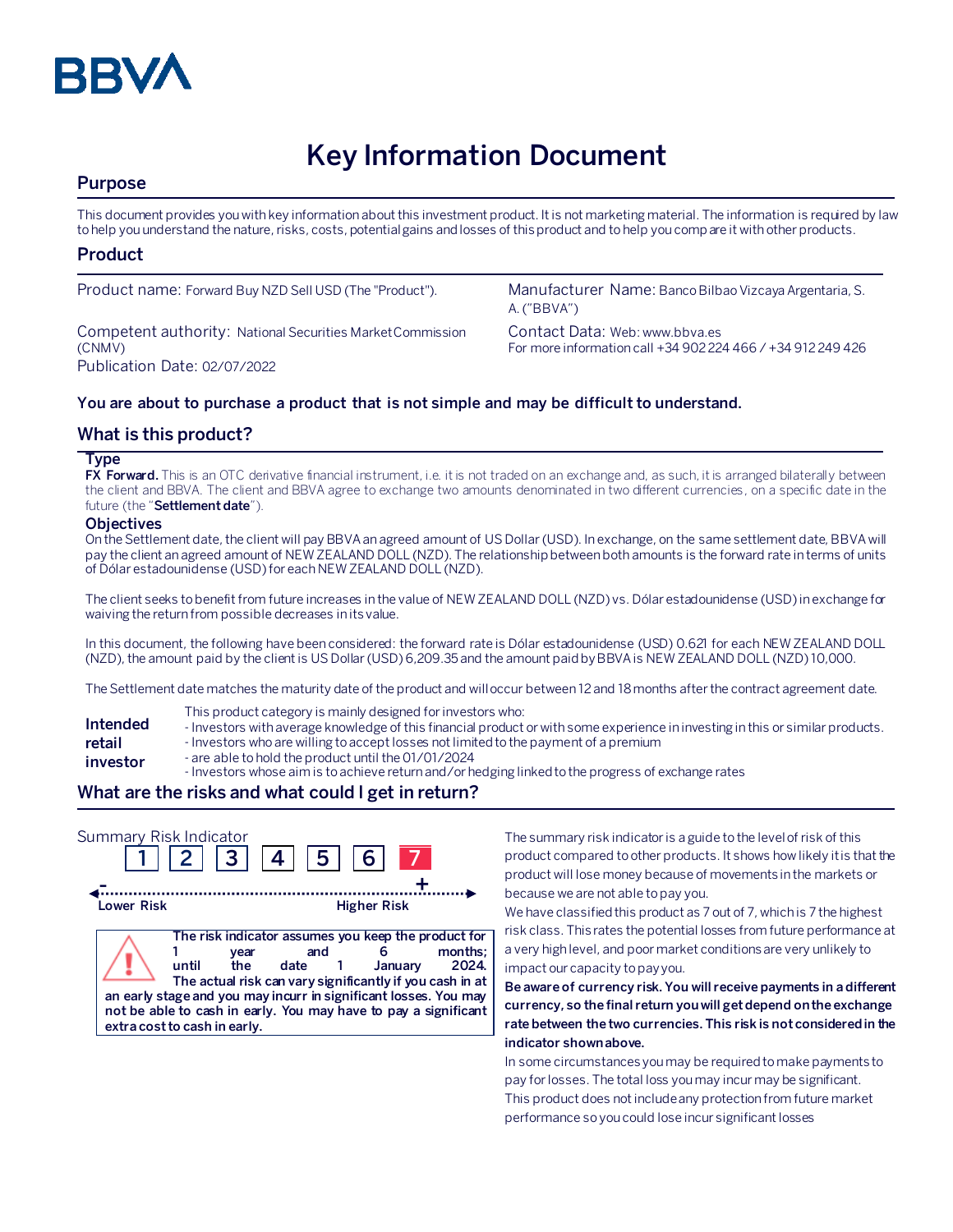BBVA

# Key Information Document

## Purpose

This document provides you with key information about this investment product. It is not marketing material. The information is required by law to help you understand the nature, risks, costs, potential gains and losses of this product and to help you compare it with other products.

## Product

Product name: Forward Buy NZD Sell USD (The "Product").

Competent authority: National Securities Market Commission (CNMV)

Publication Date: 02/07/2022

Manufacturer Name: Banco Bilbao Vizcaya Argentaria, S. A. ("BBVA")

Contact Data: Web: www.bbva.es
For more information call +34 902 224 466 / +34 912 249 426

**You are about to purchase a product that is not simple and may be difficult to understand.**

## What is this product?

### Type

**FX Forward.** This is an OTC derivative financial instrument, i.e. it is not traded on an exchange and, as such, it is arranged bilaterally between the client and BBVA. The client and BBVA agree to exchange two amounts denominated in two different currencies, on a specific date in the future (the "**Settlement date**").

### Objectives

On the Settlement date, the client will pay BBVA an agreed amount of US Dollar (USD). In exchange, on the same settlement date, BBVA will pay the client an agreed amount of NEW ZEALAND DOLL (NZD). The relationship between both amounts is the forward rate in terms of units of Dólar estadounidense (USD) for each NEW ZEALAND DOLL (NZD).

The client seeks to benefit from future increases in the value of NEW ZEALAND DOLL (NZD) vs. Dólar estadounidense (USD) in exchange for waiving the return from possible decreases in its value.

In this document, the following have been considered: the forward rate is Dólar estadounidense (USD) 0.621 for each NEW ZEALAND DOLL (NZD), the amount paid by the client is US Dollar (USD) 6,209.35 and the amount paid by BBVA is NEW ZEALAND DOLL (NZD) 10,000.

The Settlement date matches the maturity date of the product and will occur between 12 and 18 months after the contract agreement date.

**Intended retail investor**

This product category is mainly designed for investors who:
- Investors with average knowledge of this financial product or with some experience in investing in this or similar products.
- Investors who are willing to accept losses not limited to the payment of a premium
- are able to hold the product until the 01/01/2024
- Investors whose aim is to achieve return and/or hedging linked to the progress of exchange rates

## What are the risks and what could I get in return?

Summary Risk Indicator

1 2 3 4 5 6 **7**

Lower Risk — Higher Risk

**The risk indicator assumes you keep the product for 1 year and 6 months; until the date 1 January 2024. The actual risk can vary significantly if you cash in at an early stage and you may incurr in significant losses. You may not be able to cash in early. You may have to pay a significant extra cost to cash in early.**

The summary risk indicator is a guide to the level of risk of this product compared to other products. It shows how likely it is that the product will lose money because of movements in the markets or because we are not able to pay you.

We have classified this product as 7 out of 7, which is 7 the highest risk class. This rates the potential losses from future performance at a very high level, and poor market conditions are very unlikely to impact our capacity to pay you.

**Be aware of currency risk. You will receive payments in a different currency, so the final return you will get depend on the exchange rate between the two currencies. This risk is not considered in the indicator shown above.**

In some circumstances you may be required to make payments to pay for losses. The total loss you may incur may be significant. This product does not include any protection from future market performance so you could lose incur significant losses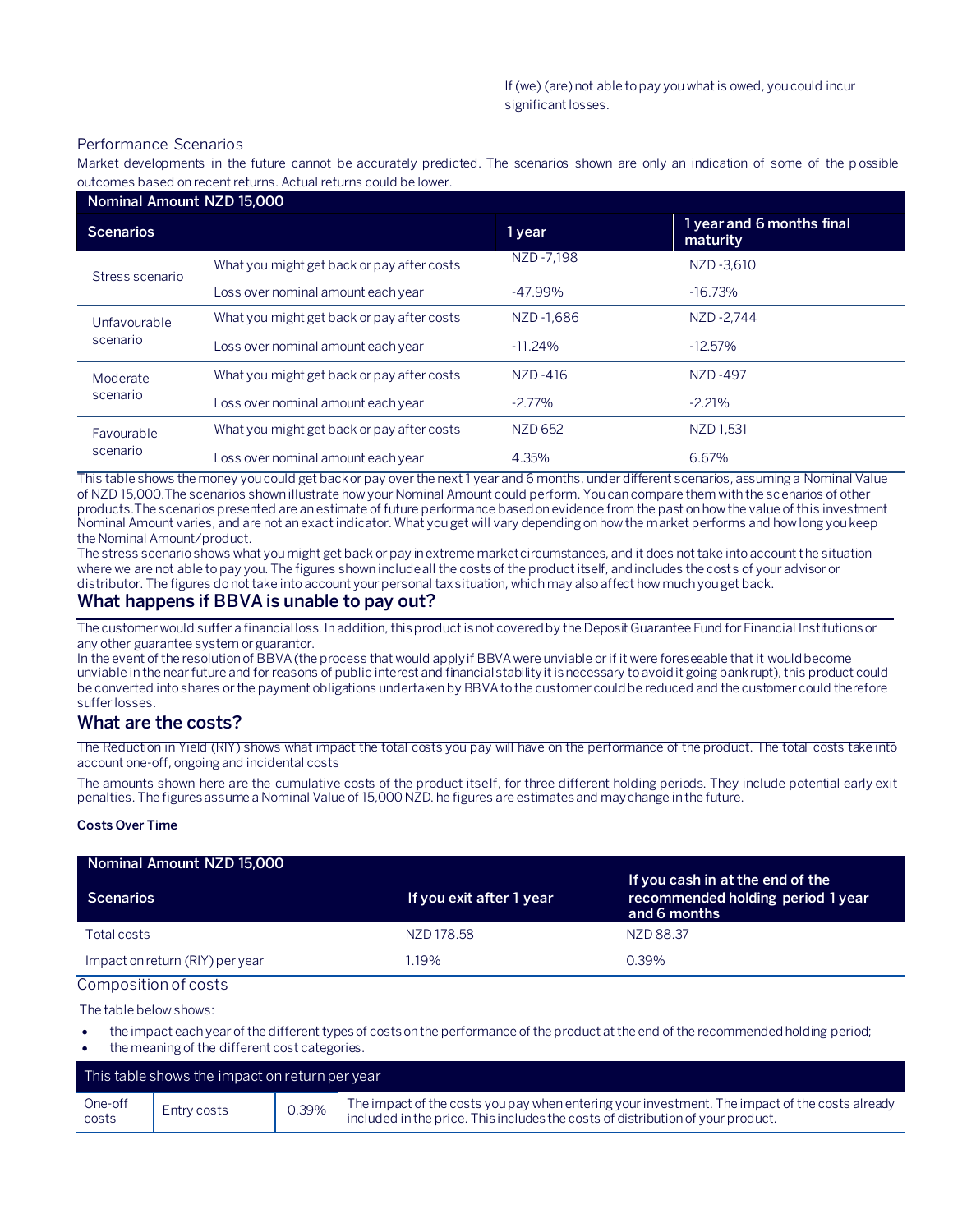If (we) (are) not able to pay you what is owed, you could incur significant losses.

### Performance Scenarios

Market developments in the future cannot be accurately predicted. The scenarios shown are only an indication of some of the possible outcomes based on recent returns. Actual returns could be lower.

| Nominal Amount NZD 15,000 | | | |
|---|---|---|---|
| **Scenarios** | | **1 year** | **1 year and 6 months final maturity** |
| Stress scenario | What you might get back or pay after costs | NZD -7,198 | NZD -3,610 |
| | Loss over nominal amount each year | -47.99% | -16.73% |
| Unfavourable scenario | What you might get back or pay after costs | NZD -1,686 | NZD -2,744 |
| | Loss over nominal amount each year | -11.24% | -12.57% |
| Moderate scenario | What you might get back or pay after costs | NZD -416 | NZD -497 |
| | Loss over nominal amount each year | -2.77% | -2.21% |
| Favourable scenario | What you might get back or pay after costs | NZD 652 | NZD 1,531 |
| | Loss over nominal amount each year | 4.35% | 6.67% |

This table shows the money you could get back or pay over the next 1 year and 6 months, under different scenarios, assuming a Nominal Value of NZD 15,000.The scenarios shown illustrate how your Nominal Amount could perform. You can compare them with the scenarios of other products.The scenarios presented are an estimate of future performance based on evidence from the past on how the value of this investment Nominal Amount varies, and are not an exact indicator. What you get will vary depending on how the market performs and how long you keep the Nominal Amount/product.
The stress scenario shows what you might get back or pay in extreme market circumstances, and it does not take into account the situation where we are not able to pay you. The figures shown include all the costs of the product itself, and includes the costs of your advisor or distributor. The figures do not take into account your personal tax situation, which may also affect how much you get back.

## What happens if BBVA is unable to pay out?

The customer would suffer a financial loss. In addition, this product is not covered by the Deposit Guarantee Fund for Financial Institutions or any other guarantee system or guarantor.
In the event of the resolution of BBVA (the process that would apply if BBVA were unviable or if it were foreseeable that it would become unviable in the near future and for reasons of public interest and financial stability it is necessary to avoid it going bankrupt), this product could be converted into shares or the payment obligations undertaken by BBVA to the customer could be reduced and the customer could therefore suffer losses.

## What are the costs?

The Reduction in Yield (RIY) shows what impact the total costs you pay will have on the performance of the product. The total costs take into account one-off, ongoing and incidental costs

The amounts shown here are the cumulative costs of the product itself, for three different holding periods. They include potential early exit penalties. The figures assume a Nominal Value of 15,000 NZD. he figures are estimates and may change in the future.

**Costs Over Time**

| Nominal Amount NZD 15,000 | | |
|---|---|---|
| **Scenarios** | **If you exit after 1 year** | **If you cash in at the end of the recommended holding period 1 year and 6 months** |
| Total costs | NZD 178.58 | NZD 88.37 |
| Impact on return (RIY) per year | 1.19% | 0.39% |

### Composition of costs

The table below shows:

- the impact each year of the different types of costs on the performance of the product at the end of the recommended holding period;
- the meaning of the different cost categories.

| This table shows the impact on return per year | | | |
|---|---|---|---|
| One-off costs | Entry costs | 0.39% | The impact of the costs you pay when entering your investment. The impact of the costs already included in the price. This includes the costs of distribution of your product. |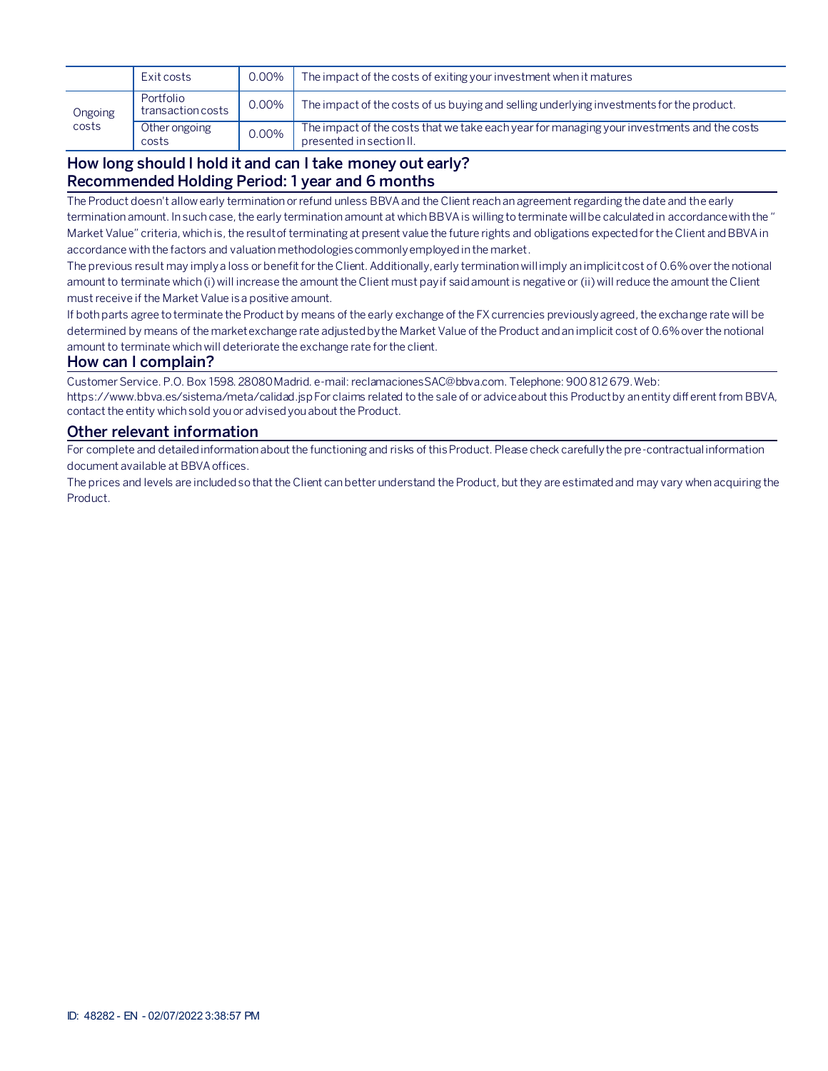| | | | |
|---|---|---|---|
| | Exit costs | 0.00% | The impact of the costs of exiting your investment when it matures |
| Ongoing costs | Portfolio transaction costs | 0.00% | The impact of the costs of us buying and selling underlying investments for the product. |
| | Other ongoing costs | 0.00% | The impact of the costs that we take each year for managing your investments and the costs presented in section II. |

## How long should I hold it and can I take money out early?
## Recommended Holding Period: 1 year and 6 months

The Product doesn't allow early termination or refund unless BBVA and the Client reach an agreement regarding the date and the early termination amount. In such case, the early termination amount at which BBVA is willing to terminate will be calculated in accordance with the " Market Value" criteria, which is, the result of terminating at present value the future rights and obligations expected for the Client and BBVA in accordance with the factors and valuation methodologies commonly employed in the market.

The previous result may imply a loss or benefit for the Client. Additionally, early termination will imply an implicit cost of 0.6% over the notional amount to terminate which (i) will increase the amount the Client must pay if said amount is negative or (ii) will reduce the amount the Client must receive if the Market Value is a positive amount.

If both parts agree to terminate the Product by means of the early exchange of the FX currencies previously agreed, the exchange rate will be determined by means of the market exchange rate adjusted by the Market Value of the Product and an implicit cost of 0.6% over the notional amount to terminate which will deteriorate the exchange rate for the client.

## How can I complain?

Customer Service. P.O. Box 1598. 28080 Madrid. e-mail: reclamacionesSAC@bbva.com. Telephone: 900 812 679. Web: https://www.bbva.es/sistema/meta/calidad.jsp For claims related to the sale of or advice about this Product by an entity different from BBVA, contact the entity which sold you or advised you about the Product.

## Other relevant information

For complete and detailed information about the functioning and risks of this Product. Please check carefully the pre-contractual information document available at BBVA offices.

The prices and levels are included so that the Client can better understand the Product, but they are estimated and may vary when acquiring the Product.

ID: 48282 - EN - 02/07/2022 3:38:57 PM